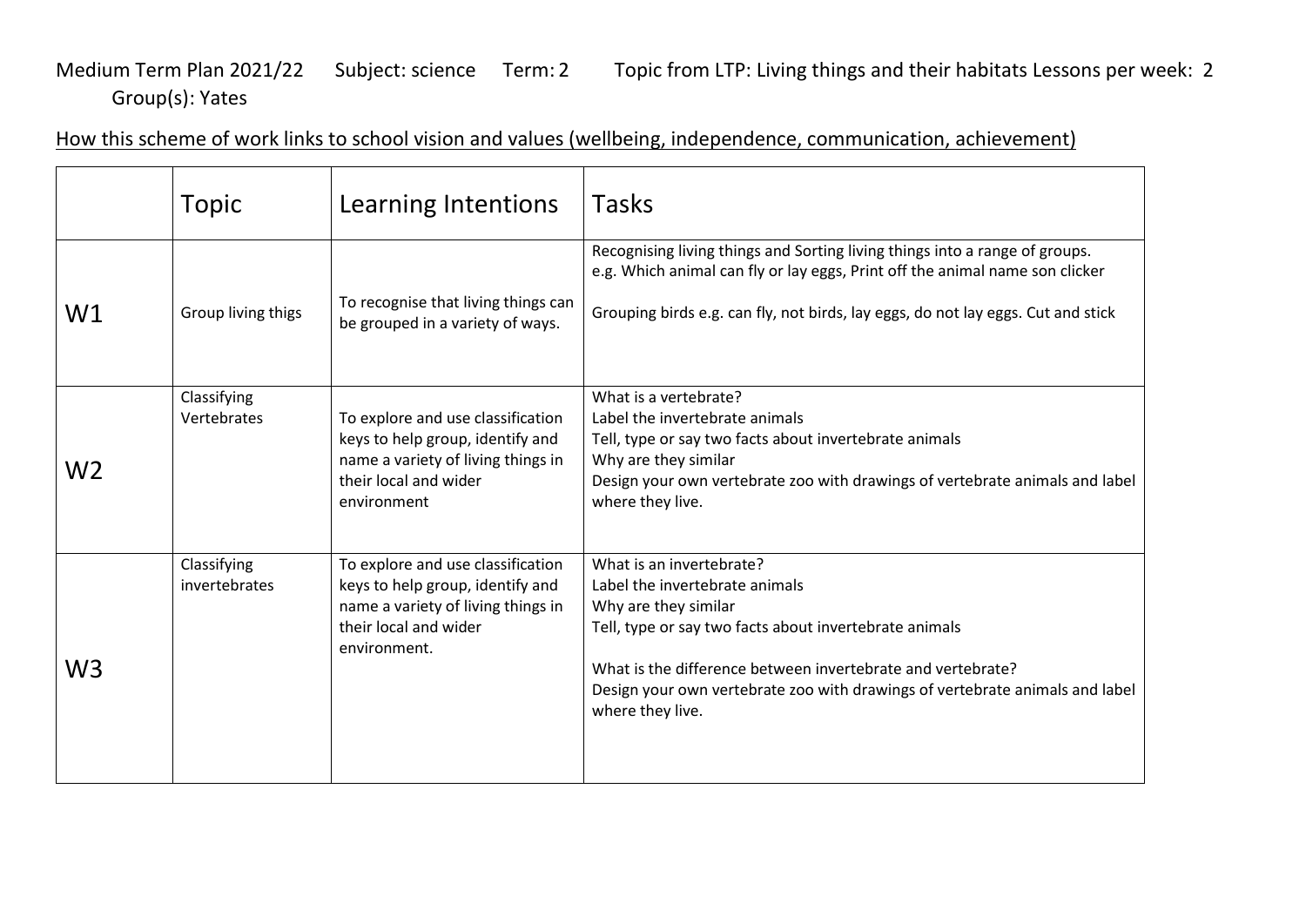Medium Term Plan 2021/22 Subject: science Term: 2 Topic from LTP: Living things and their habitats Lessons per week: 2 Group(s): Yates

<u>How this scheme of work links to school vision and values (wellbeing, independence, communication, achievement)</u>

| | Topic | Learning Intentions | Tasks |
|---|---|---|---|
| W1 | Group living thigs | To recognise that living things can be grouped in a variety of ways. | Recognising living things and Sorting living things into a range of groups.<br>e.g. Which animal can fly or lay eggs, Print off the animal name son clicker<br><br>Grouping birds e.g. can fly, not birds, lay eggs, do not lay eggs. Cut and stick |
| W2 | Classifying Vertebrates | To explore and use classification keys to help group, identify and name a variety of living things in their local and wider environment | What is a vertebrate?<br>Label the invertebrate animals<br>Tell, type or say two facts about invertebrate animals<br>Why are they similar<br>Design your own vertebrate zoo with drawings of vertebrate animals and label where they live. |
| W3 | Classifying invertebrates | To explore and use classification keys to help group, identify and name a variety of living things in their local and wider environment. | What is an invertebrate?<br>Label the invertebrate animals<br>Why are they similar<br>Tell, type or say two facts about invertebrate animals<br><br>What is the difference between invertebrate and vertebrate?<br>Design your own vertebrate zoo with drawings of vertebrate animals and label where they live. |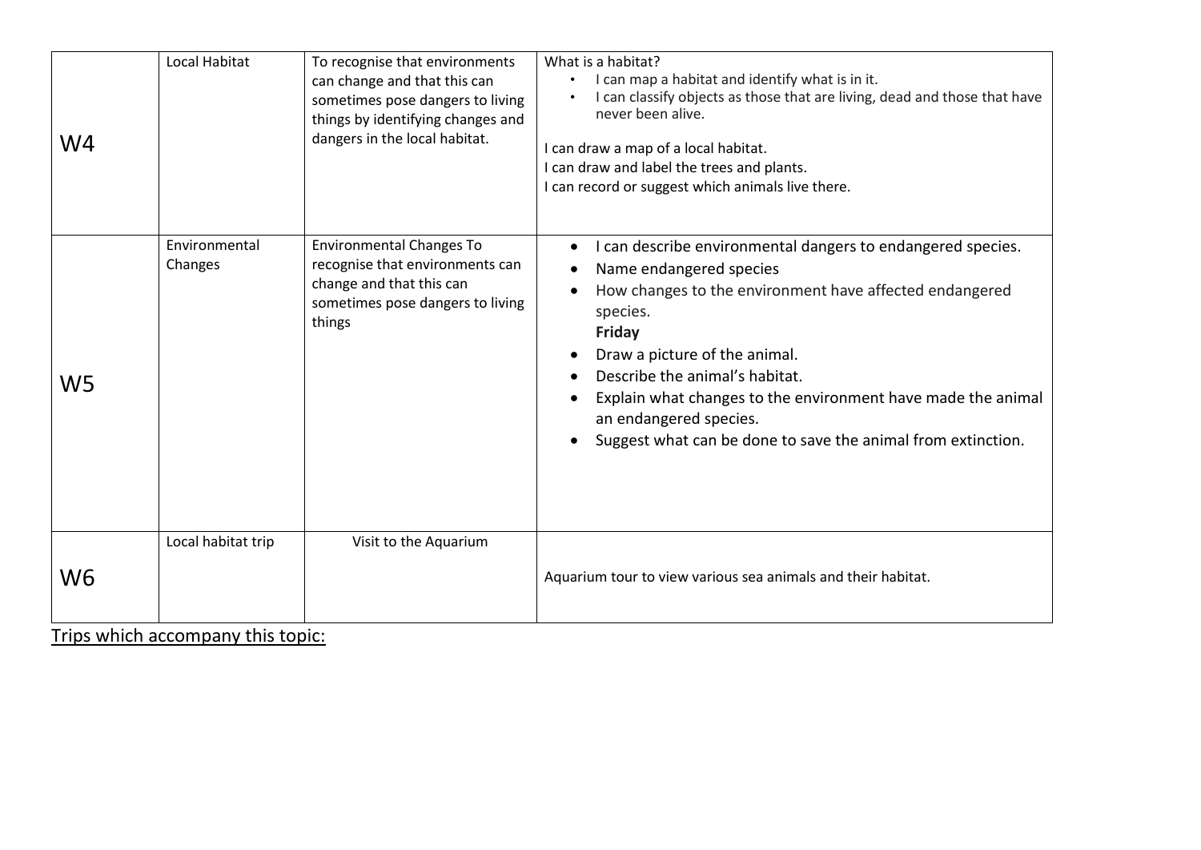| | | | |
|---|---|---|---|
| W4 | Local Habitat | To recognise that environments can change and that this can sometimes pose dangers to living things by identifying changes and dangers in the local habitat. | What is a habitat?<br>• I can map a habitat and identify what is in it.<br>• I can classify objects as those that are living, dead and those that have never been alive.<br><br>I can draw a map of a local habitat.<br>I can draw and label the trees and plants.<br>I can record or suggest which animals live there. |
| W5 | Environmental Changes | Environmental Changes To recognise that environments can change and that this can sometimes pose dangers to living things | • I can describe environmental dangers to endangered species.<br>• Name endangered species<br>• How changes to the environment have affected endangered species.<br>**Friday**<br>• Draw a picture of the animal.<br>• Describe the animal's habitat.<br>• Explain what changes to the environment have made the animal an endangered species.<br>• Suggest what can be done to save the animal from extinction. |
| W6 | Local habitat trip | Visit to the Aquarium | Aquarium tour to view various sea animals and their habitat. |

<u>Trips which accompany this topic:</u>